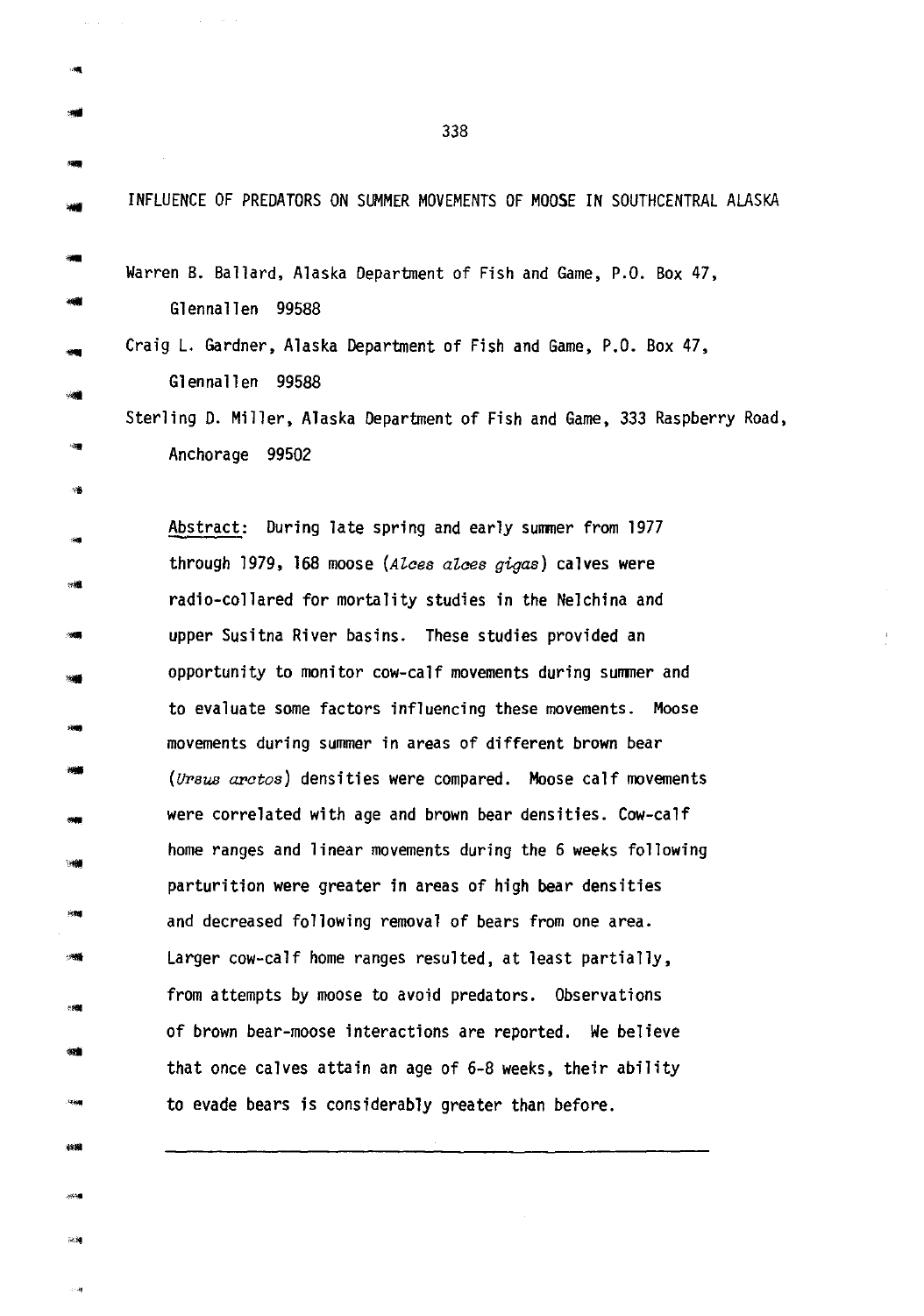# INFLUENCE OF PREDATORS ON SUMMER MOVEMENTS OF MOOSE IN SOUTHCENTRAL ALASKA

Warren B. Ballard, Alaska Department of Fish and Game, P.O. Box 47, Glennallen 99588

Craig L. Gardner, Alaska Department of Fish and Game, P.O. Box 47, Glennallen 99588

Sterling D. Miller, Alaska Department of Fish and Game, 333 Raspberry Road, Anchorage 99502

Abstract: During late spring and early summer from 1977 through 1979, 168 moose (*Alces alces gigas*) calves were radio-collared for mortality studies in the Nelchina and upper Susitna River basins. These studies provided an opportunity to monitor cow-calf movements during summer and to evaluate some factors influencing these movements. Moose movements during summer in areas of different brown bear (*Ursus arctos*) densities were compared. Moose calf movements were correlated with age and brown bear densities. Cow-calf home ranges and linear movements during the 6 weeks following parturition were greater in areas of high bear densities and decreased following removal of bears from one area. Larger cow-calf home ranges resulted, at least partially, from attempts by moose to avoid predators. Observations of brown bear-moose interactions are reported. We believe that once calves attain an age of 6-8 weeks, their ability to evade bears is considerably greater than before.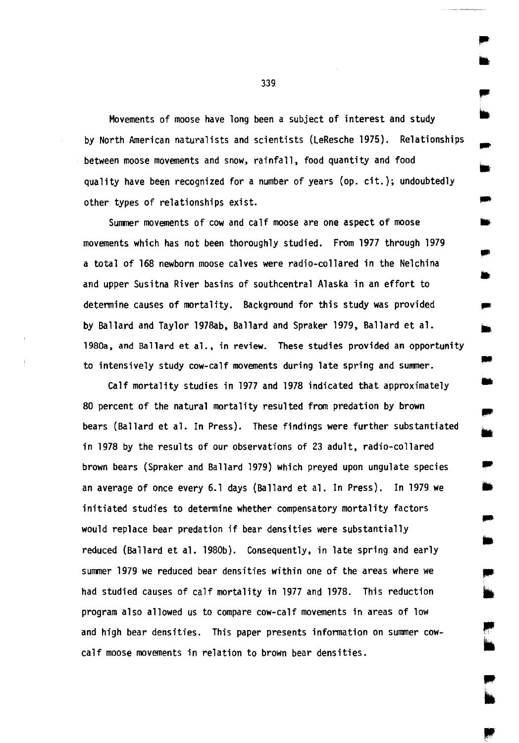Movements of moose have long been a subject of interest and study by North American naturalists and scientists (LeResche 1975). Relationships between moose movements and snow, rainfall, food quantity and food quality have been recognized for a number of years (op. cit.); undoubtedly other types of relationships exist.

Summer movements of cow and calf moose are one aspect of moose movements which has not been thoroughly studied. From 1977 through 1979 a total of 168 newborn moose calves were radio-collared in the Nelchina and upper Susitna River basins of southcentral Alaska in an effort to determine causes of mortality. Background for this study was provided by Ballard and Taylor 1978ab, Ballard and Spraker 1979, Ballard et al. 1980a, and Ballard et al., in review. These studies provided an opportunity to intensively study cow-calf movements during late spring and summer.

Calf mortality studies in 1977 and 1978 indicated that approximately 80 percent of the natural mortality resulted from predation by brown bears (Ballard et al. In Press). These findings were further substantiated in 1978 by the results of our observations of 23 adult, radio-collared brown bears (Spraker and Ballard 1979) which preyed upon ungulate species an average of once every 6.1 days (Ballard et al. In Press). In 1979 we initiated studies to determine whether compensatory mortality factors would replace bear predation if bear densities were substantially reduced (Ballard et al. 1980b). Consequently, in late spring and early summer 1979 we reduced bear densities within one of the areas where we had studied causes of calf mortality in 1977 and 1978. This reduction program also allowed us to compare cow-calf movements in areas of low and high bear densities. This paper presents information on summer cow-calf moose movements in relation to brown bear densities.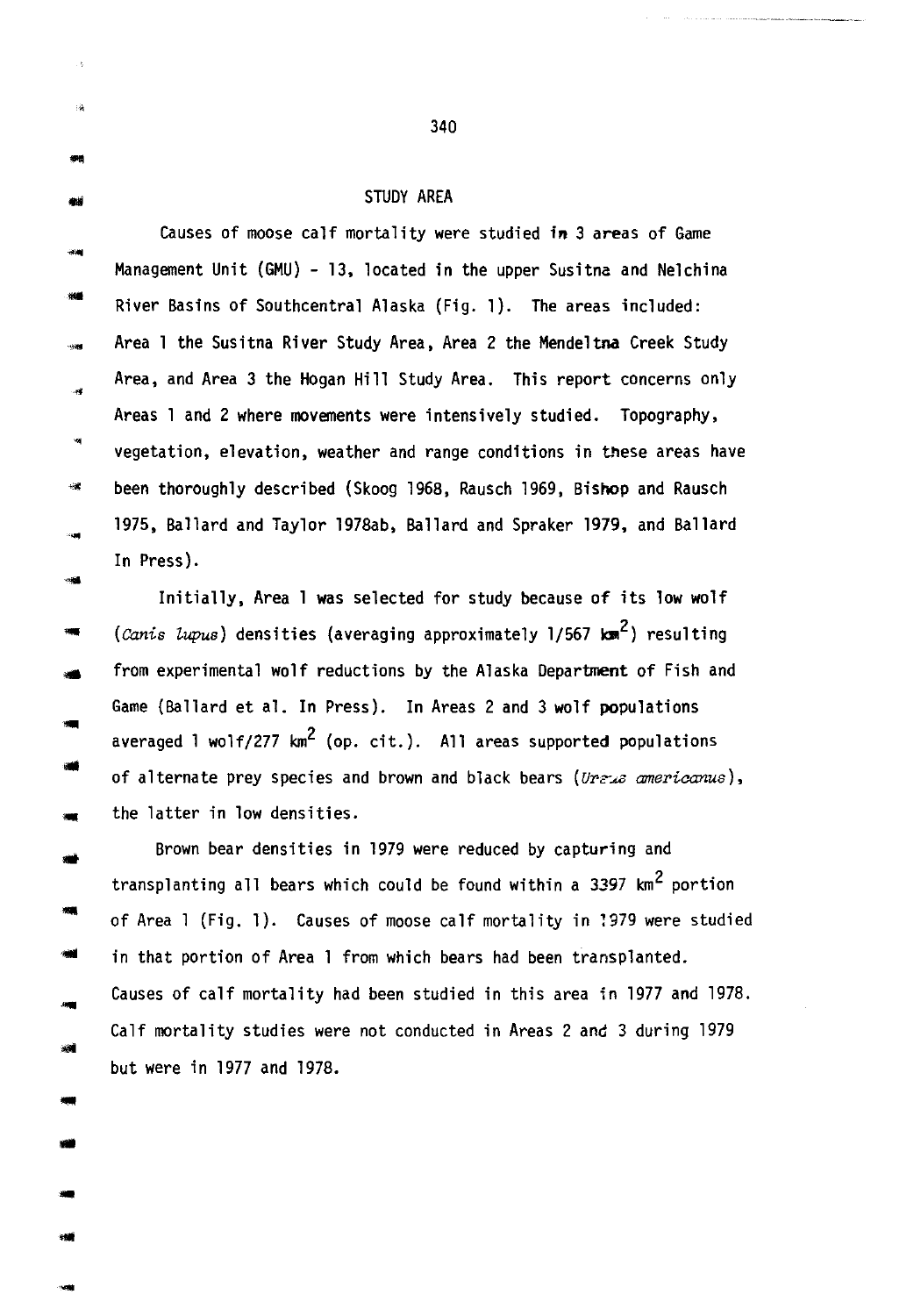## STUDY AREA

Causes of moose calf mortality were studied in 3 areas of Game Management Unit (GMU) - 13, located in the upper Susitna and Nelchina River Basins of Southcentral Alaska (Fig. 1). The areas included: Area 1 the Susitna River Study Area, Area 2 the Mendeltna Creek Study Area, and Area 3 the Hogan Hill Study Area. This report concerns only Areas 1 and 2 where movements were intensively studied. Topography, vegetation, elevation, weather and range conditions in these areas have been thoroughly described (Skoog 1968, Rausch 1969, Bishop and Rausch 1975, Ballard and Taylor 1978ab, Ballard and Spraker 1979, and Ballard In Press).

Initially, Area 1 was selected for study because of its low wolf (*Canis lupus*) densities (averaging approximately 1/567 $km^2$) resulting from experimental wolf reductions by the Alaska Department of Fish and Game (Ballard et al. In Press). In Areas 2 and 3 wolf populations averaged 1 wolf/277 $km^2$ (op. cit.). All areas supported populations of alternate prey species and brown and black bears (*Ursus americanus*), the latter in low densities.

Brown bear densities in 1979 were reduced by capturing and transplanting all bears which could be found within a 3397 $km^2$ portion of Area 1 (Fig. 1). Causes of moose calf mortality in 1979 were studied in that portion of Area 1 from which bears had been transplanted. Causes of calf mortality had been studied in this area in 1977 and 1978. Calf mortality studies were not conducted in Areas 2 and 3 during 1979 but were in 1977 and 1978.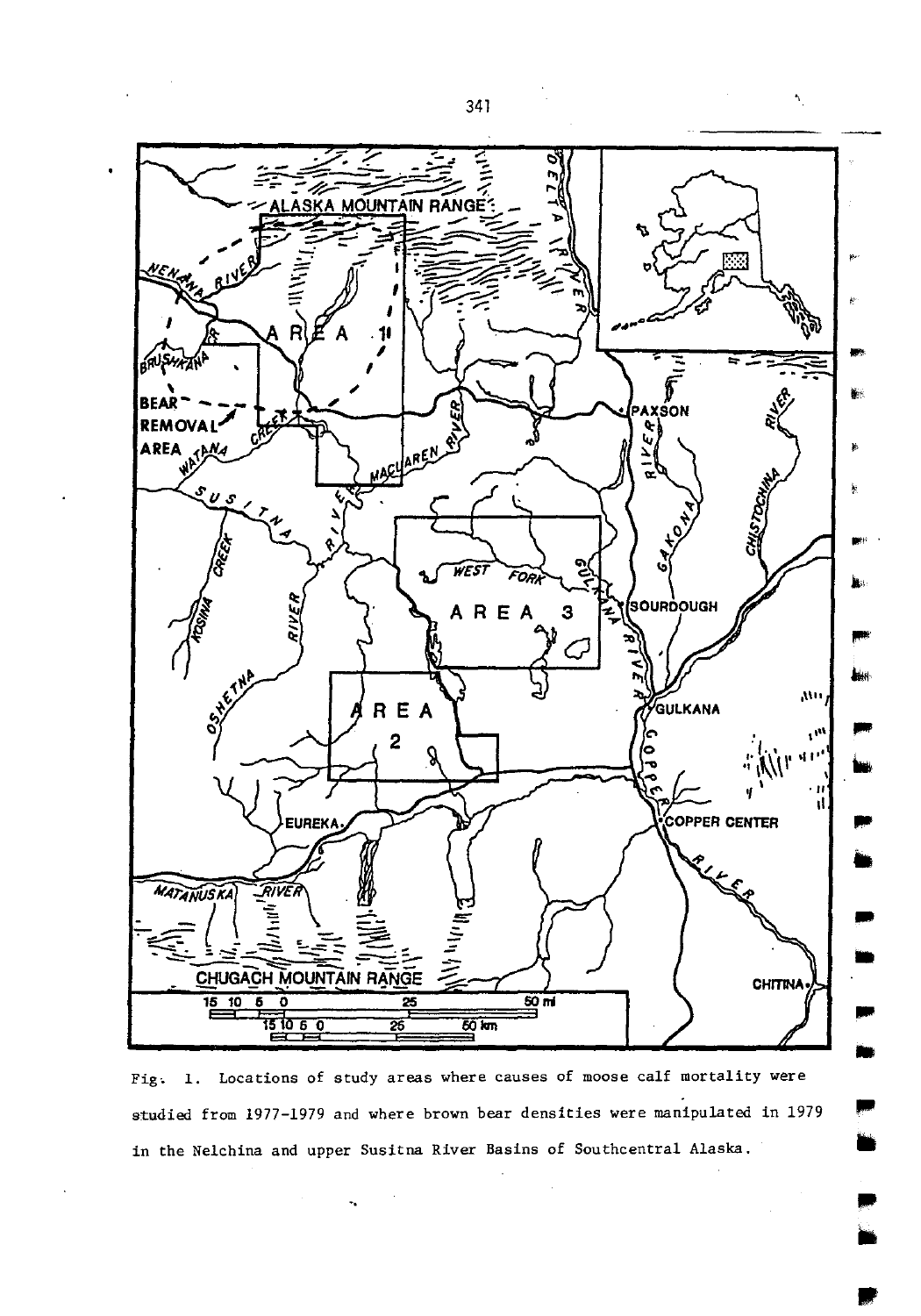Fig. 1. Locations of study areas where causes of moose calf mortality were studied from 1977-1979 and where brown bear densities were manipulated in 1979 in the Nelchina and upper Susitna River Basins of Southcentral Alaska.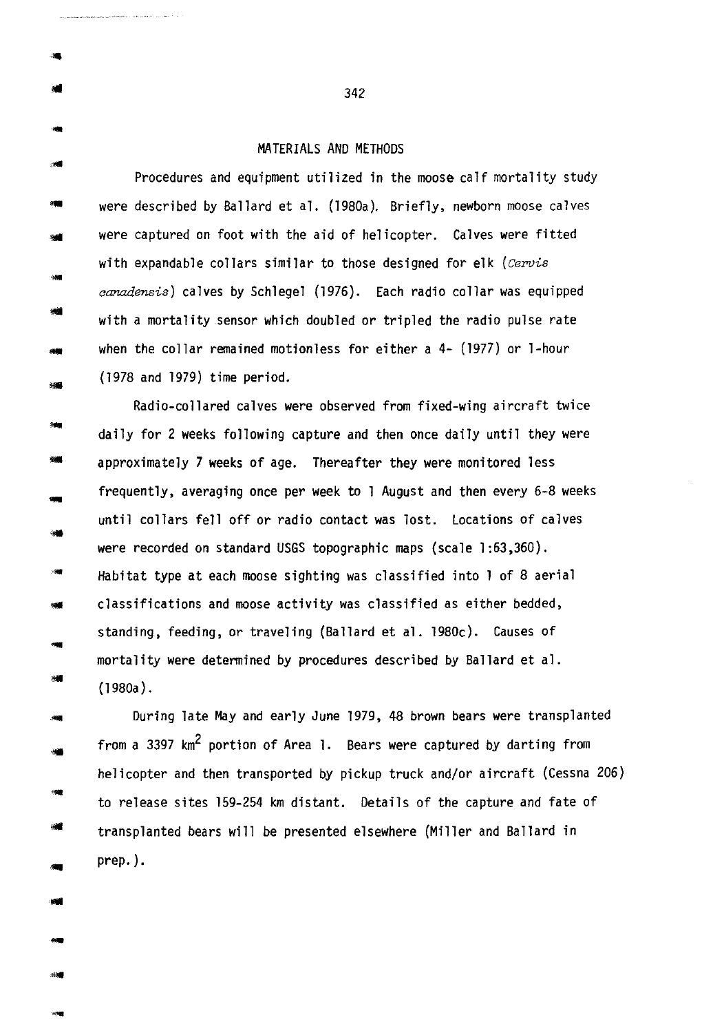## MATERIALS AND METHODS

Procedures and equipment utilized in the moose calf mortality study were described by Ballard et al. (1980a). Briefly, newborn moose calves were captured on foot with the aid of helicopter. Calves were fitted with expandable collars similar to those designed for elk (*Cervis canadensis*) calves by Schlegel (1976). Each radio collar was equipped with a mortality sensor which doubled or tripled the radio pulse rate when the collar remained motionless for either a 4- (1977) or 1-hour (1978 and 1979) time period.

Radio-collared calves were observed from fixed-wing aircraft twice daily for 2 weeks following capture and then once daily until they were approximately 7 weeks of age. Thereafter they were monitored less frequently, averaging once per week to 1 August and then every 6-8 weeks until collars fell off or radio contact was lost. Locations of calves were recorded on standard USGS topographic maps (scale 1:63,360). Habitat type at each moose sighting was classified into 1 of 8 aerial classifications and moose activity was classified as either bedded, standing, feeding, or traveling (Ballard et al. 1980c). Causes of mortality were determined by procedures described by Ballard et al. (1980a).

During late May and early June 1979, 48 brown bears were transplanted from a 3397 $km^2$ portion of Area 1. Bears were captured by darting from helicopter and then transported by pickup truck and/or aircraft (Cessna 206) to release sites 159-254 km distant. Details of the capture and fate of transplanted bears will be presented elsewhere (Miller and Ballard in prep.).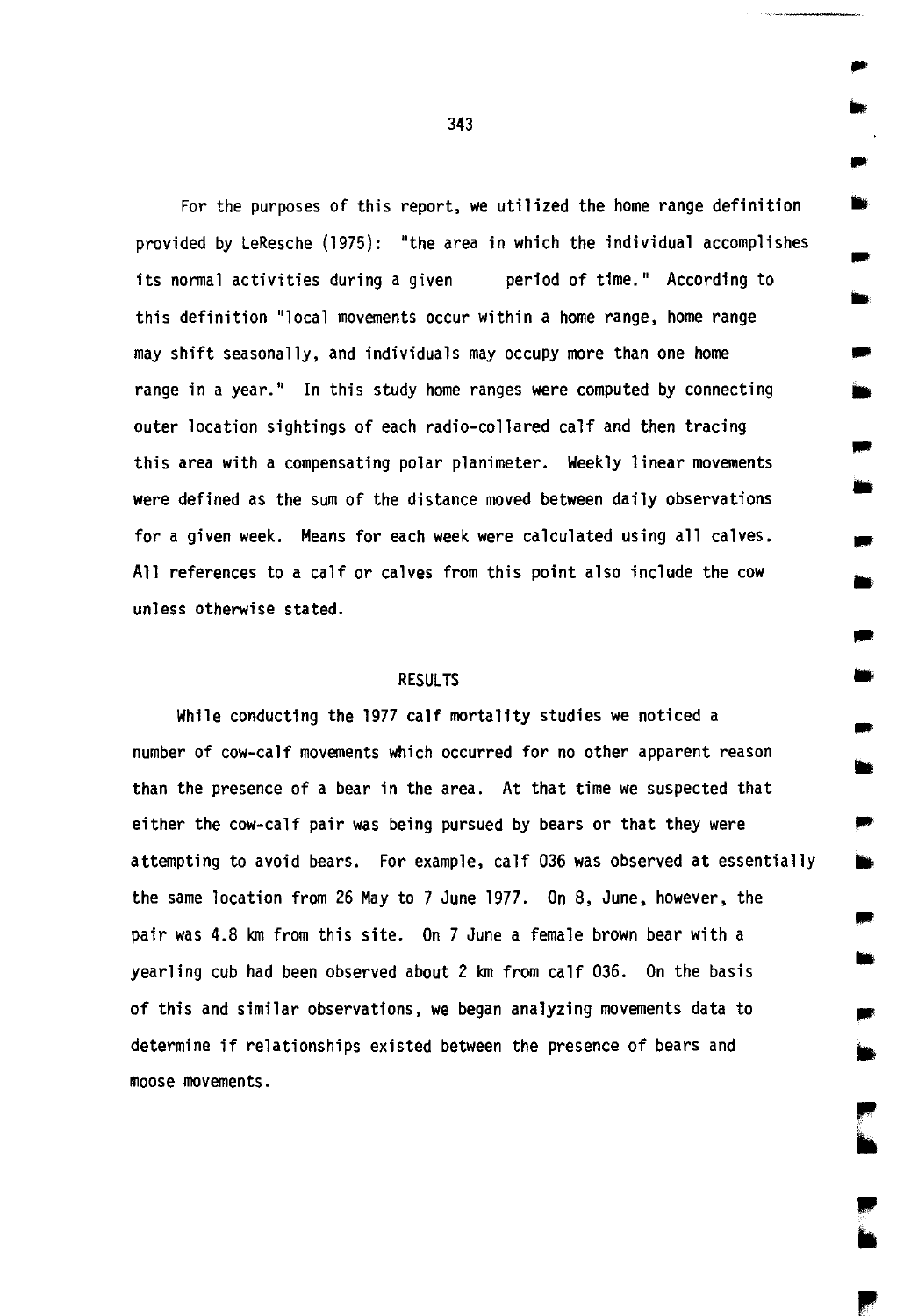For the purposes of this report, we utilized the home range definition provided by LeResche (1975): "the area in which the individual accomplishes its normal activities during a given period of time." According to this definition "local movements occur within a home range, home range may shift seasonally, and individuals may occupy more than one home range in a year." In this study home ranges were computed by connecting outer location sightings of each radio-collared calf and then tracing this area with a compensating polar planimeter. Weekly linear movements were defined as the sum of the distance moved between daily observations for a given week. Means for each week were calculated using all calves. All references to a calf or calves from this point also include the cow unless otherwise stated.

## RESULTS

While conducting the 1977 calf mortality studies we noticed a number of cow-calf movements which occurred for no other apparent reason than the presence of a bear in the area. At that time we suspected that either the cow-calf pair was being pursued by bears or that they were attempting to avoid bears. For example, calf 036 was observed at essentially the same location from 26 May to 7 June 1977. On 8, June, however, the pair was 4.8 km from this site. On 7 June a female brown bear with a yearling cub had been observed about 2 km from calf 036. On the basis of this and similar observations, we began analyzing movements data to determine if relationships existed between the presence of bears and moose movements.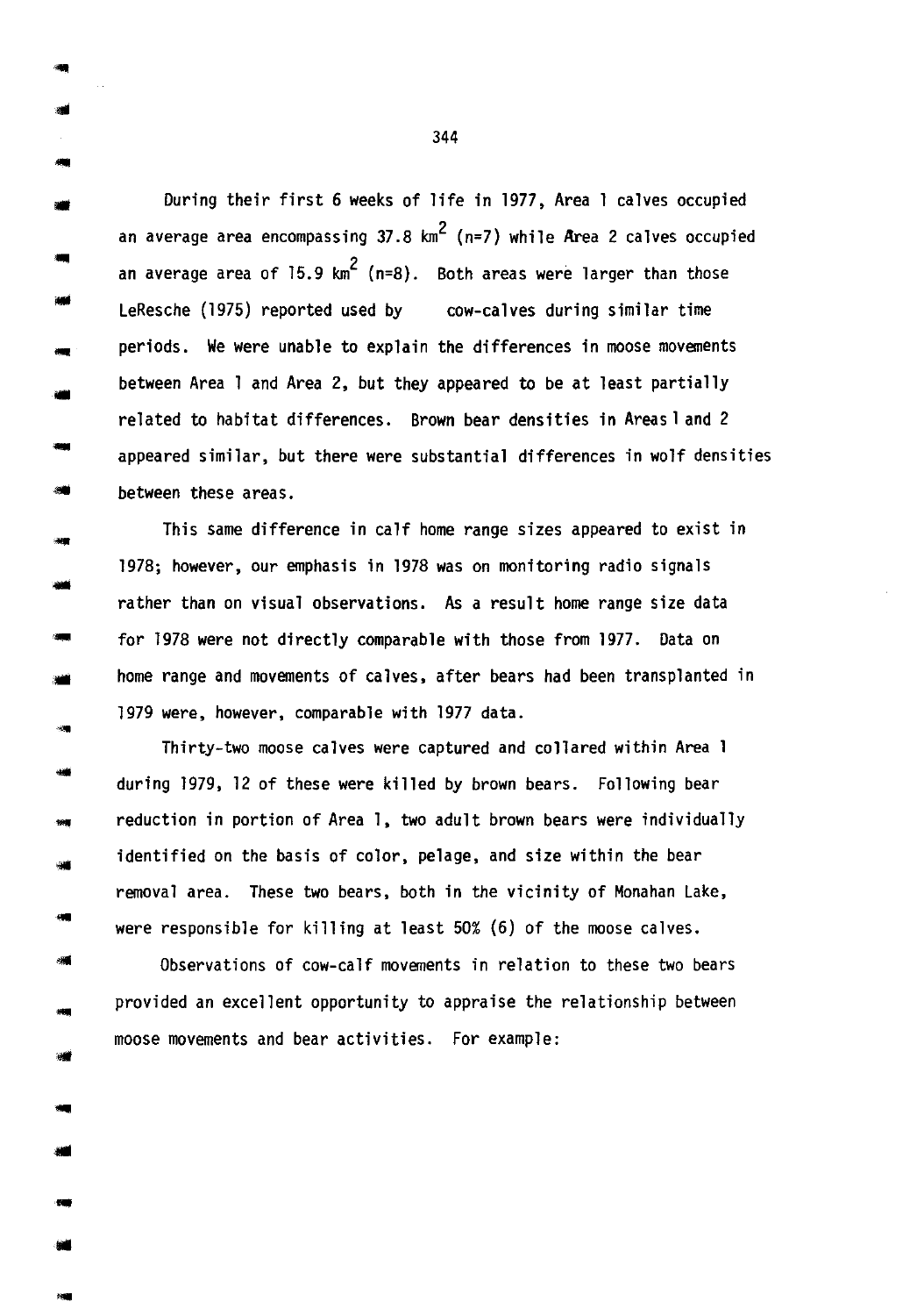During their first 6 weeks of life in 1977, Area 1 calves occupied an average area encompassing 37.8 $km^2$ (n=7) while Area 2 calves occupied an average area of 15.9 $km^2$ (n=8). Both areas were larger than those LeResche (1975) reported used by cow-calves during similar time periods. We were unable to explain the differences in moose movements between Area 1 and Area 2, but they appeared to be at least partially related to habitat differences. Brown bear densities in Areas 1 and 2 appeared similar, but there were substantial differences in wolf densities between these areas.

This same difference in calf home range sizes appeared to exist in 1978; however, our emphasis in 1978 was on monitoring radio signals rather than on visual observations. As a result home range size data for 1978 were not directly comparable with those from 1977. Data on home range and movements of calves, after bears had been transplanted in 1979 were, however, comparable with 1977 data.

Thirty-two moose calves were captured and collared within Area 1 during 1979, 12 of these were killed by brown bears. Following bear reduction in portion of Area 1, two adult brown bears were individually identified on the basis of color, pelage, and size within the bear removal area. These two bears, both in the vicinity of Monahan Lake, were responsible for killing at least 50% (6) of the moose calves.

Observations of cow-calf movements in relation to these two bears provided an excellent opportunity to appraise the relationship between moose movements and bear activities. For example: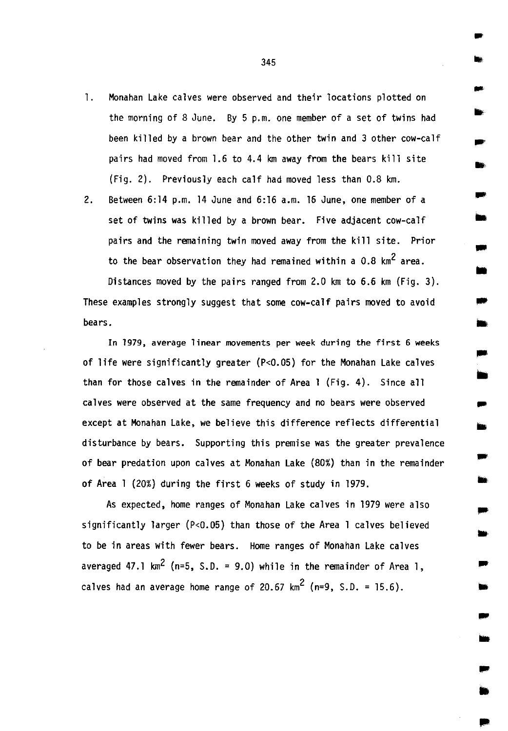1. Monahan Lake calves were observed and their locations plotted on the morning of 8 June. By 5 p.m. one member of a set of twins had been killed by a brown bear and the other twin and 3 other cow-calf pairs had moved from 1.6 to 4.4 km away from the bears kill site (Fig. 2). Previously each calf had moved less than 0.8 km.
2. Between 6:14 p.m. 14 June and 6:16 a.m. 16 June, one member of a set of twins was killed by a brown bear. Five adjacent cow-calf pairs and the remaining twin moved away from the kill site. Prior to the bear observation they had remained within a 0.8 $km^2$ area.

Distances moved by the pairs ranged from 2.0 km to 6.6 km (Fig. 3). These examples strongly suggest that some cow-calf pairs moved to avoid bears.

In 1979, average linear movements per week during the first 6 weeks of life were significantly greater ($P<0.05$) for the Monahan Lake calves than for those calves in the remainder of Area 1 (Fig. 4). Since all calves were observed at the same frequency and no bears were observed except at Monahan Lake, we believe this difference reflects differential disturbance by bears. Supporting this premise was the greater prevalence of bear predation upon calves at Monahan Lake (80%) than in the remainder of Area 1 (20%) during the first 6 weeks of study in 1979.

As expected, home ranges of Monahan Lake calves in 1979 were also significantly larger ($P<0.05$) than those of the Area 1 calves believed to be in areas with fewer bears. Home ranges of Monahan Lake calves averaged 47.1 $km^2$ (n=5, S.D. = 9.0) while in the remainder of Area 1, calves had an average home range of 20.67 $km^2$ (n=9, S.D. = 15.6).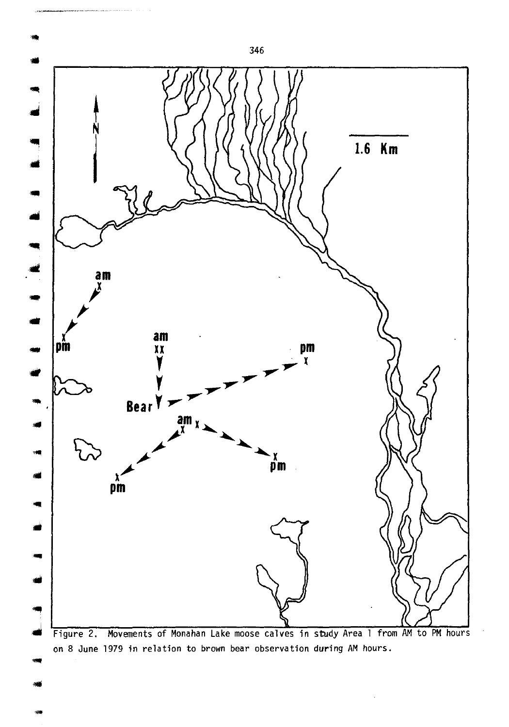Figure 2. Movements of Monahan Lake moose calves in study Area 1 from AM to PM hours on 8 June 1979 in relation to brown bear observation during AM hours.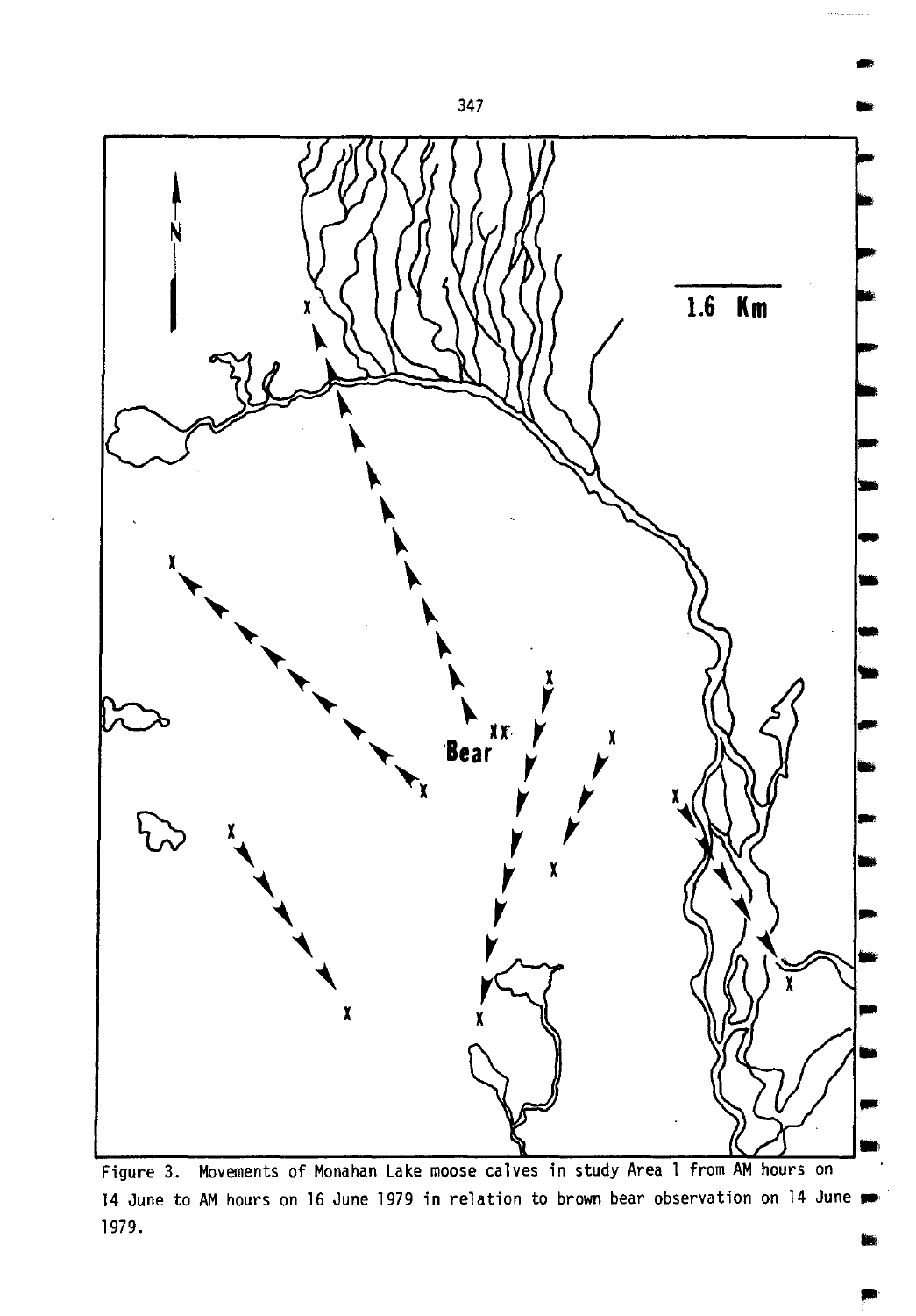Figure 3. Movements of Monahan Lake moose calves in study Area 1 from AM hours on 14 June to AM hours on 16 June 1979 in relation to brown bear observation on 14 June 1979.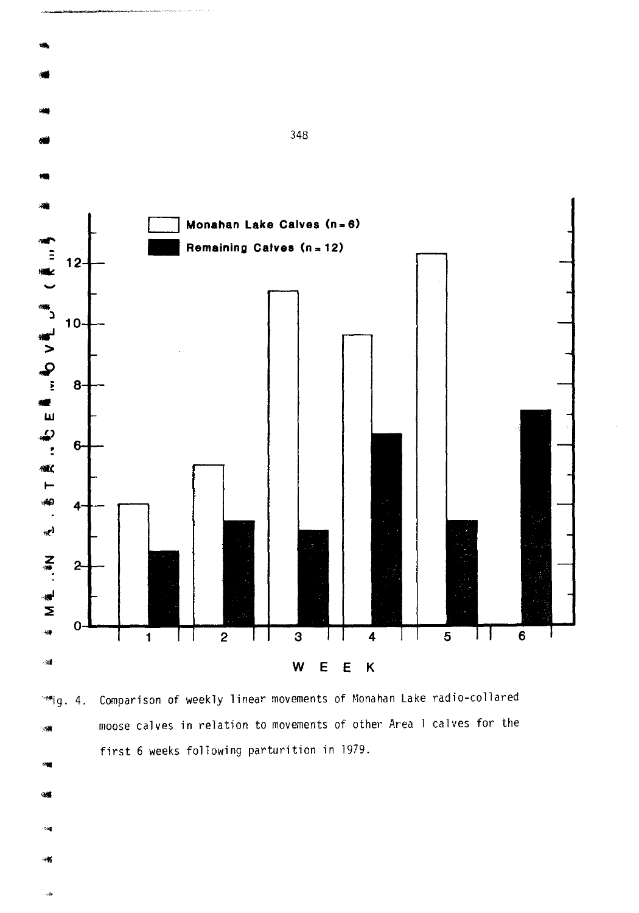Fig. 4. Comparison of weekly linear movements of Monahan Lake radio-collared moose calves in relation to movements of other Area 1 calves for the first 6 weeks following parturition in 1979.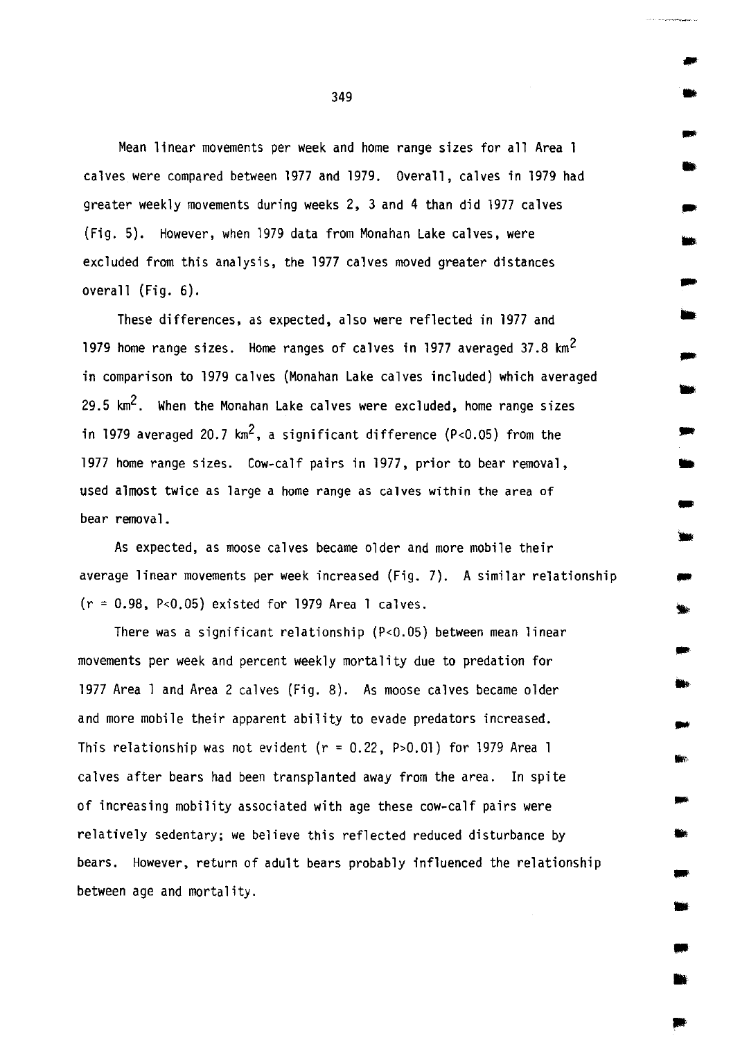Mean linear movements per week and home range sizes for all Area 1 calves were compared between 1977 and 1979. Overall, calves in 1979 had greater weekly movements during weeks 2, 3 and 4 than did 1977 calves (Fig. 5). However, when 1979 data from Monahan Lake calves, were excluded from this analysis, the 1977 calves moved greater distances overall (Fig. 6).

These differences, as expected, also were reflected in 1977 and 1979 home range sizes. Home ranges of calves in 1977 averaged 37.8 $km^2$ in comparison to 1979 calves (Monahan Lake calves included) which averaged 29.5 $km^2$. When the Monahan Lake calves were excluded, home range sizes in 1979 averaged 20.7 $km^2$, a significant difference ($P<0.05$) from the 1977 home range sizes. Cow-calf pairs in 1977, prior to bear removal, used almost twice as large a home range as calves within the area of bear removal.

As expected, as moose calves became older and more mobile their average linear movements per week increased (Fig. 7). A similar relationship ($r = 0.98$, $P<0.05$) existed for 1979 Area 1 calves.

There was a significant relationship ($P<0.05$) between mean linear movements per week and percent weekly mortality due to predation for 1977 Area 1 and Area 2 calves (Fig. 8). As moose calves became older and more mobile their apparent ability to evade predators increased. This relationship was not evident ($r = 0.22$, $P>0.01$) for 1979 Area 1 calves after bears had been transplanted away from the area. In spite of increasing mobility associated with age these cow-calf pairs were relatively sedentary; we believe this reflected reduced disturbance by bears. However, return of adult bears probably influenced the relationship between age and mortality.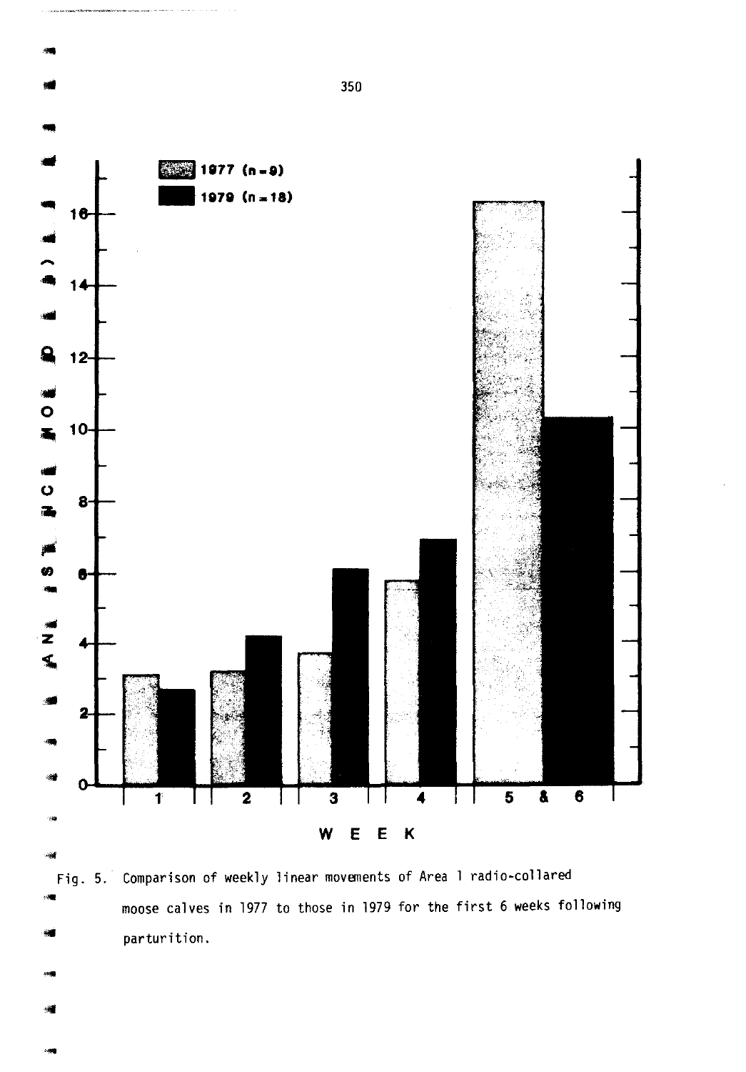Fig. 5. Comparison of weekly linear movements of Area 1 radio-collared moose calves in 1977 to those in 1979 for the first 6 weeks following parturition.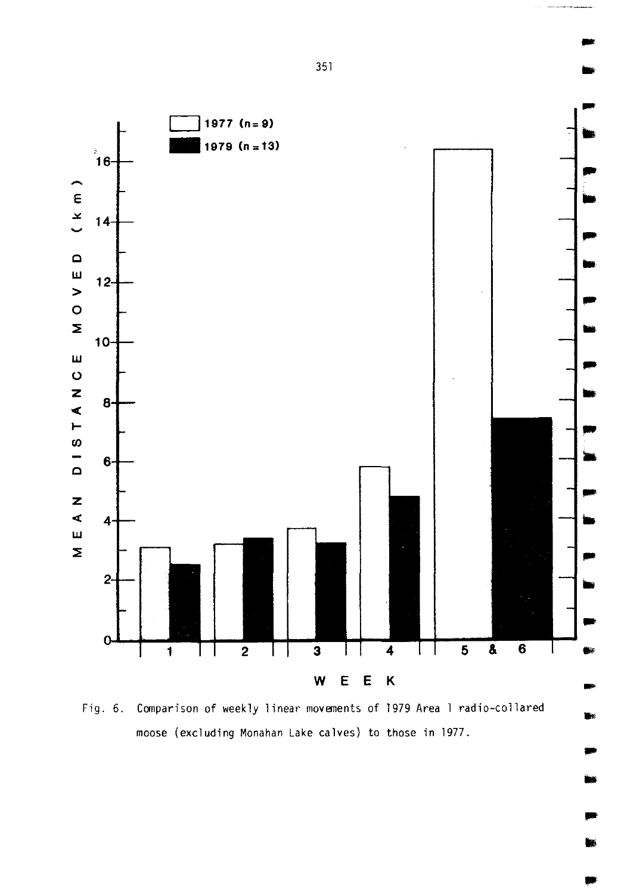| Week | 1977 (n = 9) | 1979 (n = 13) |
|---|---|---|
| 1 | ~3.1 | ~2.5 |
| 2 | ~3.2 | ~3.4 |
| 3 | ~3.7 | ~3.2 |
| 4 | ~5.8 | ~4.8 |
| 5 & 6 | ~16.4 | ~7.5 |

Fig. 6. Comparison of weekly linear movements of 1979 Area 1 radio-collared moose (excluding Monahan Lake calves) to those in 1977.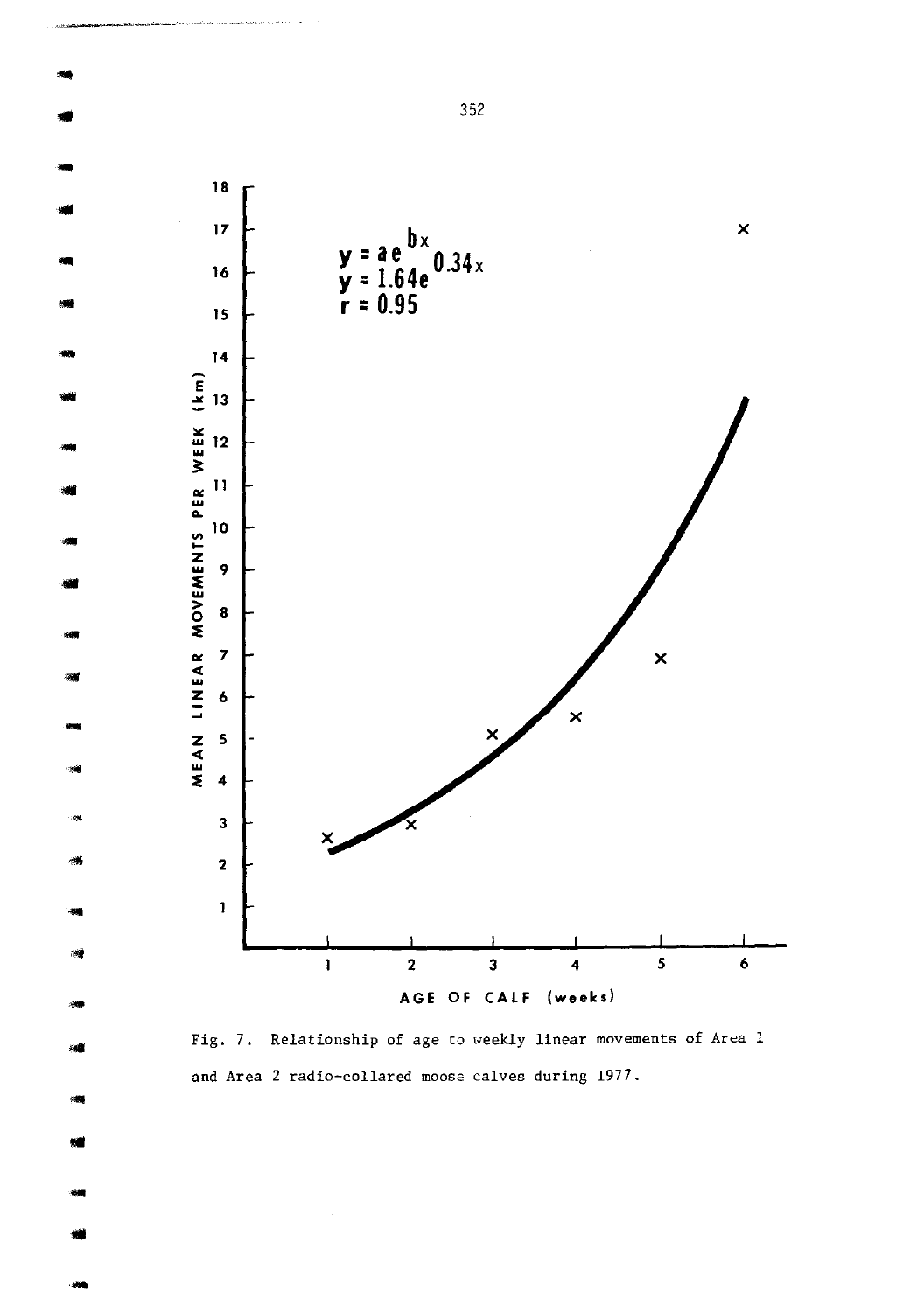$$y = ae^{bx}$$
$$y = 1.64e^{0.34x}$$
$$r = 0.95$$

Fig. 7. Relationship of age to weekly linear movements of Area 1 and Area 2 radio-collared moose calves during 1977.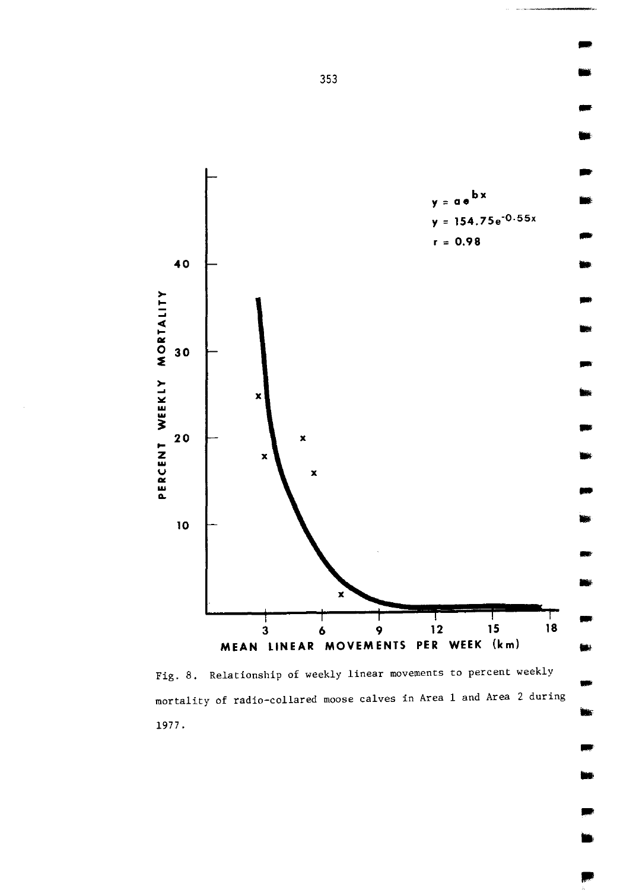Fig. 8. Relationship of weekly linear movements to percent weekly mortality of radio-collared moose calves in Area 1 and Area 2 during 1977.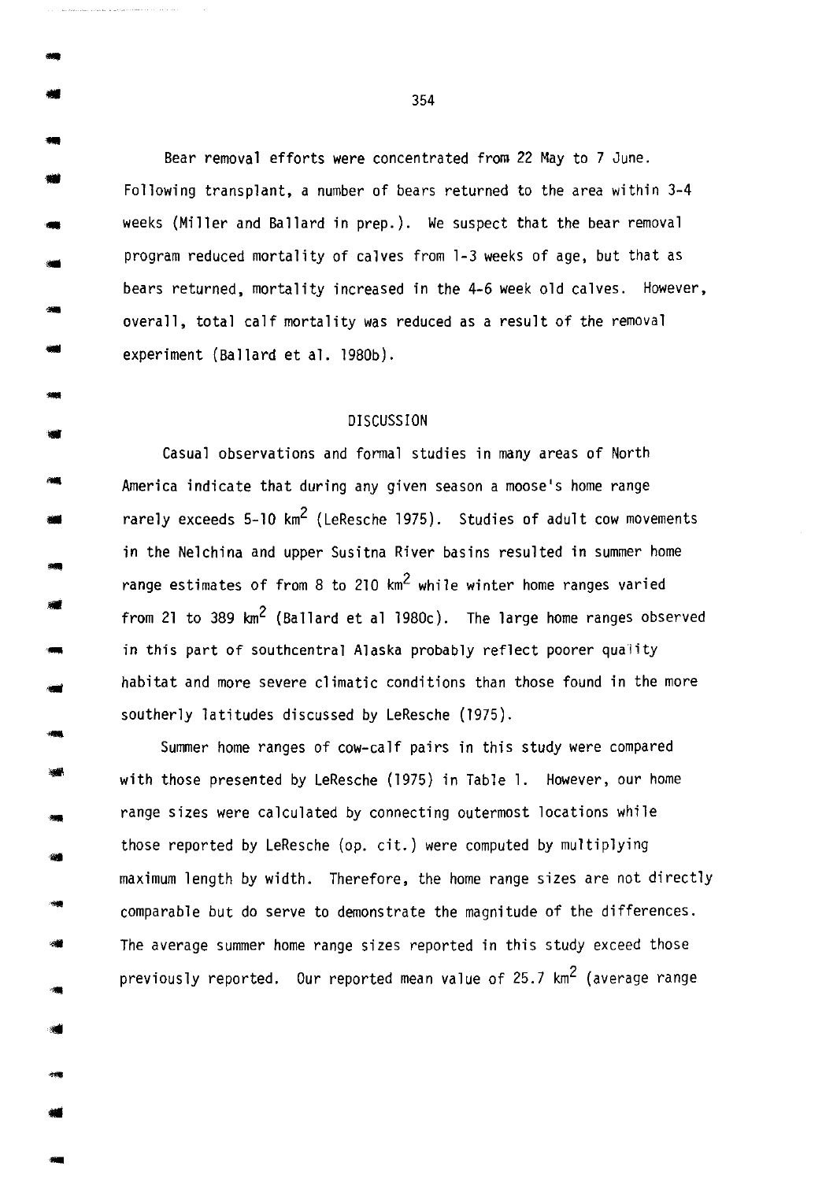Bear removal efforts were concentrated from 22 May to 7 June. Following transplant, a number of bears returned to the area within 3-4 weeks (Miller and Ballard in prep.). We suspect that the bear removal program reduced mortality of calves from 1-3 weeks of age, but that as bears returned, mortality increased in the 4-6 week old calves. However, overall, total calf mortality was reduced as a result of the removal experiment (Ballard et al. 1980b).

## DISCUSSION

Casual observations and formal studies in many areas of North America indicate that during any given season a moose's home range rarely exceeds 5-10 km$^2$ (LeResche 1975). Studies of adult cow movements in the Nelchina and upper Susitna River basins resulted in summer home range estimates of from 8 to 210 km$^2$ while winter home ranges varied from 21 to 389 km$^2$ (Ballard et al 1980c). The large home ranges observed in this part of southcentral Alaska probably reflect poorer quality habitat and more severe climatic conditions than those found in the more southerly latitudes discussed by LeResche (1975).

Summer home ranges of cow-calf pairs in this study were compared with those presented by LeResche (1975) in Table 1. However, our home range sizes were calculated by connecting outermost locations while those reported by LeResche (op. cit.) were computed by multiplying maximum length by width. Therefore, the home range sizes are not directly comparable but do serve to demonstrate the magnitude of the differences. The average summer home range sizes reported in this study exceed those previously reported. Our reported mean value of 25.7 km$^2$ (average range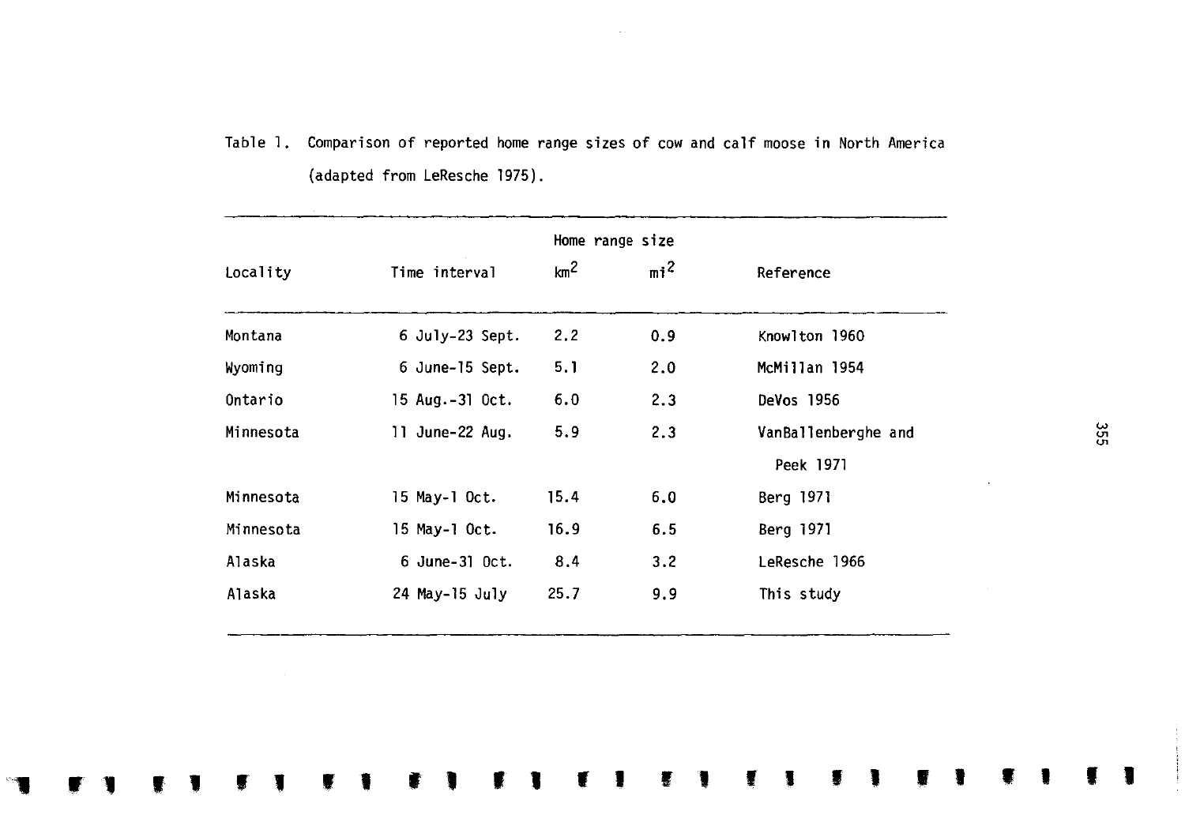Table 1. Comparison of reported home range sizes of cow and calf moose in North America (adapted from LeResche 1975).

| Locality | Time interval | Home range size | | Reference |
|---|---|---|---|---|
| | | $km^2$ | $mi^2$ | |
| Montana | 6 July-23 Sept. | 2.2 | 0.9 | Knowlton 1960 |
| Wyoming | 6 June-15 Sept. | 5.1 | 2.0 | McMillan 1954 |
| Ontario | 15 Aug.-31 Oct. | 6.0 | 2.3 | DeVos 1956 |
| Minnesota | 11 June-22 Aug. | 5.9 | 2.3 | VanBallenberghe and Peek 1971 |
| Minnesota | 15 May-1 Oct. | 15.4 | 6.0 | Berg 1971 |
| Minnesota | 15 May-1 Oct. | 16.9 | 6.5 | Berg 1971 |
| Alaska | 6 June-31 Oct. | 8.4 | 3.2 | LeResche 1966 |
| Alaska | 24 May-15 July | 25.7 | 9.9 | This study |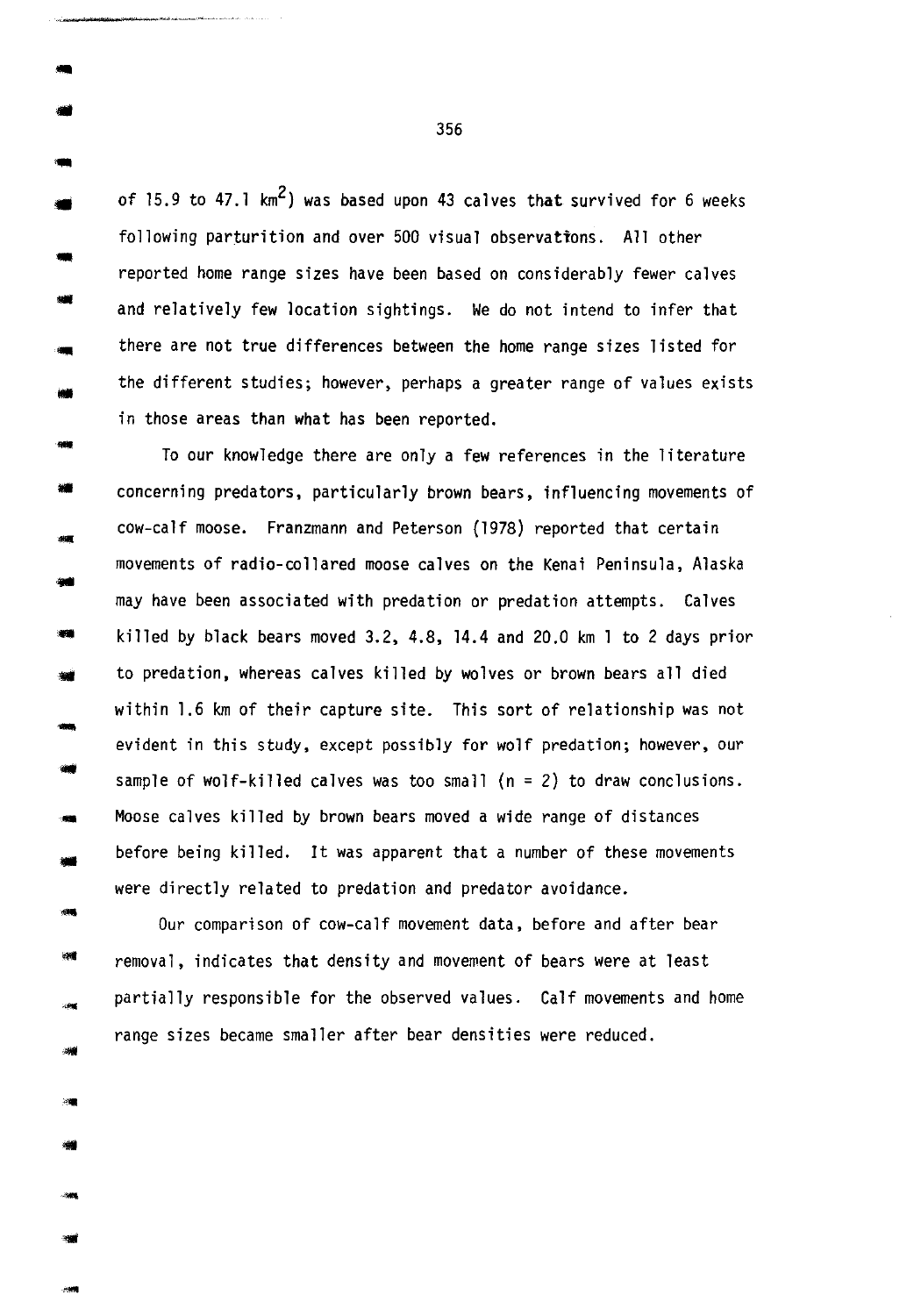of 15.9 to 47.1 $km^2$) was based upon 43 calves that survived for 6 weeks following parturition and over 500 visual observations. All other reported home range sizes have been based on considerably fewer calves and relatively few location sightings. We do not intend to infer that there are not true differences between the home range sizes listed for the different studies; however, perhaps a greater range of values exists in those areas than what has been reported.

To our knowledge there are only a few references in the literature concerning predators, particularly brown bears, influencing movements of cow-calf moose. Franzmann and Peterson (1978) reported that certain movements of radio-collared moose calves on the Kenai Peninsula, Alaska may have been associated with predation or predation attempts. Calves killed by black bears moved 3.2, 4.8, 14.4 and 20.0 km 1 to 2 days prior to predation, whereas calves killed by wolves or brown bears all died within 1.6 km of their capture site. This sort of relationship was not evident in this study, except possibly for wolf predation; however, our sample of wolf-killed calves was too small ($n = 2$) to draw conclusions. Moose calves killed by brown bears moved a wide range of distances before being killed. It was apparent that a number of these movements were directly related to predation and predator avoidance.

Our comparison of cow-calf movement data, before and after bear removal, indicates that density and movement of bears were at least partially responsible for the observed values. Calf movements and home range sizes became smaller after bear densities were reduced.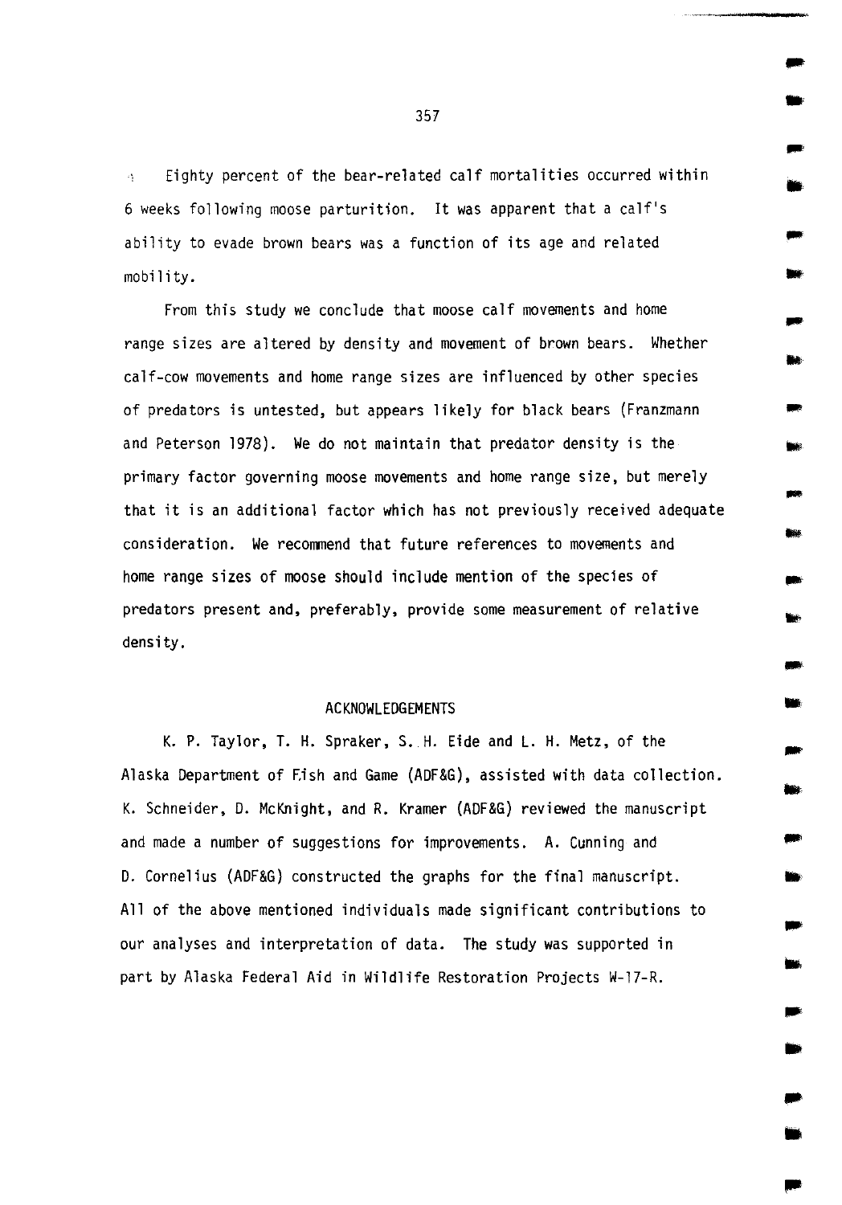Eighty percent of the bear-related calf mortalities occurred within 6 weeks following moose parturition. It was apparent that a calf's ability to evade brown bears was a function of its age and related mobility.

From this study we conclude that moose calf movements and home range sizes are altered by density and movement of brown bears. Whether calf-cow movements and home range sizes are influenced by other species of predators is untested, but appears likely for black bears (Franzmann and Peterson 1978). We do not maintain that predator density is the primary factor governing moose movements and home range size, but merely that it is an additional factor which has not previously received adequate consideration. We recommend that future references to movements and home range sizes of moose should include mention of the species of predators present and, preferably, provide some measurement of relative density.

## ACKNOWLEDGEMENTS

K. P. Taylor, T. H. Spraker, S. H. Eide and L. H. Metz, of the Alaska Department of Fish and Game (ADF&G), assisted with data collection. K. Schneider, D. McKnight, and R. Kramer (ADF&G) reviewed the manuscript and made a number of suggestions for improvements. A. Cunning and D. Cornelius (ADF&G) constructed the graphs for the final manuscript. All of the above mentioned individuals made significant contributions to our analyses and interpretation of data. The study was supported in part by Alaska Federal Aid in Wildlife Restoration Projects W-17-R.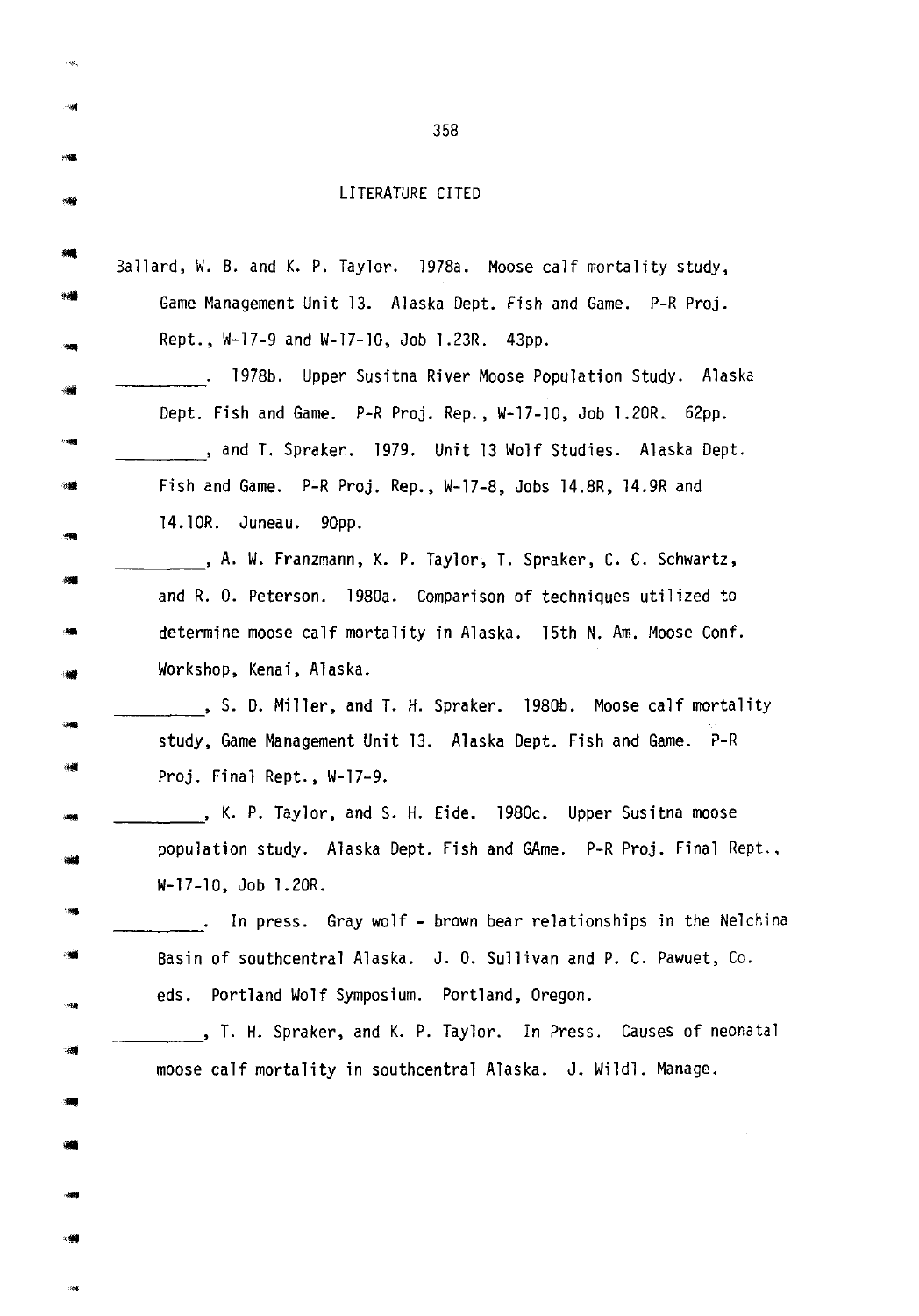# LITERATURE CITED

Ballard, W. B. and K. P. Taylor. 1978a. Moose calf mortality study, Game Management Unit 13. Alaska Dept. Fish and Game. P-R Proj. Rept., W-17-9 and W-17-10, Job 1.23R. 43pp.

\_\_\_\_\_\_\_\_\_. 1978b. Upper Susitna River Moose Population Study. Alaska Dept. Fish and Game. P-R Proj. Rep., W-17-10, Job 1.20R. 62pp.

\_\_\_\_\_\_\_\_\_, and T. Spraker. 1979. Unit 13 Wolf Studies. Alaska Dept. Fish and Game. P-R Proj. Rep., W-17-8, Jobs 14.8R, 14.9R and 14.10R. Juneau. 90pp.

\_\_\_\_\_\_\_\_\_, A. W. Franzmann, K. P. Taylor, T. Spraker, C. C. Schwartz, and R. O. Peterson. 1980a. Comparison of techniques utilized to determine moose calf mortality in Alaska. 15th N. Am. Moose Conf. Workshop, Kenai, Alaska.

\_\_\_\_\_\_\_\_\_, S. D. Miller, and T. H. Spraker. 1980b. Moose calf mortality study, Game Management Unit 13. Alaska Dept. Fish and Game. P-R Proj. Final Rept., W-17-9.

\_\_\_\_\_\_\_\_\_, K. P. Taylor, and S. H. Eide. 1980c. Upper Susitna moose population study. Alaska Dept. Fish and GAme. P-R Proj. Final Rept., W-17-10, Job 1.20R.

\_\_\_\_\_\_\_\_\_. In press. Gray wolf - brown bear relationships in the Nelchina Basin of southcentral Alaska. J. O. Sullivan and P. C. Pawuet, Co. eds. Portland Wolf Symposium. Portland, Oregon.

\_\_\_\_\_\_\_\_\_, T. H. Spraker, and K. P. Taylor. In Press. Causes of neonatal moose calf mortality in southcentral Alaska. J. Wildl. Manage.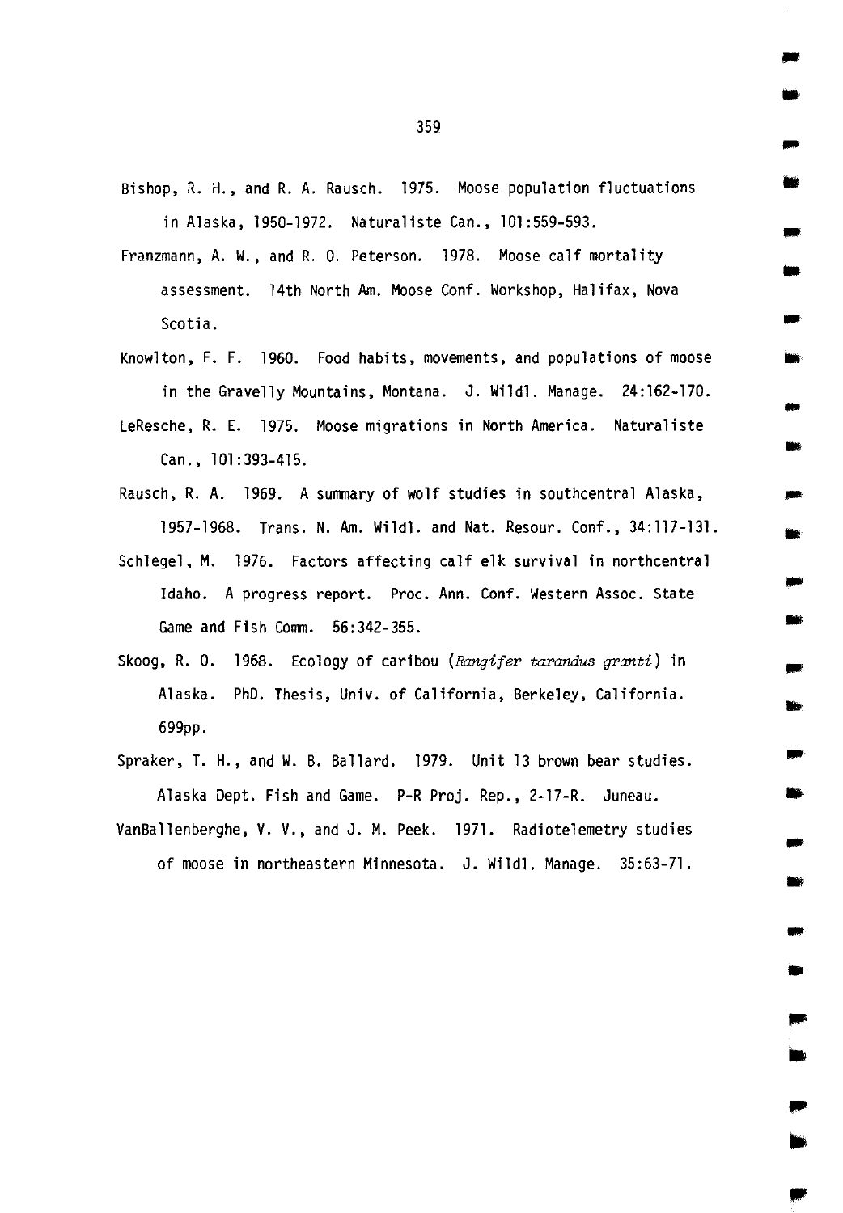Bishop, R. H., and R. A. Rausch. 1975. Moose population fluctuations in Alaska, 1950-1972. Naturaliste Can., 101:559-593.

Franzmann, A. W., and R. O. Peterson. 1978. Moose calf mortality assessment. 14th North Am. Moose Conf. Workshop, Halifax, Nova Scotia.

Knowlton, F. F. 1960. Food habits, movements, and populations of moose in the Gravelly Mountains, Montana. J. Wildl. Manage. 24:162-170.

LeResche, R. E. 1975. Moose migrations in North America. Naturaliste Can., 101:393-415.

Rausch, R. A. 1969. A summary of wolf studies in southcentral Alaska, 1957-1968. Trans. N. Am. Wildl. and Nat. Resour. Conf., 34:117-131.

Schlegel, M. 1976. Factors affecting calf elk survival in northcentral Idaho. A progress report. Proc. Ann. Conf. Western Assoc. State Game and Fish Comm. 56:342-355.

Skoog, R. O. 1968. Ecology of caribou (*Rangifer tarandus granti*) in Alaska. PhD. Thesis, Univ. of California, Berkeley, California. 699pp.

Spraker, T. H., and W. B. Ballard. 1979. Unit 13 brown bear studies. Alaska Dept. Fish and Game. P-R Proj. Rep., 2-17-R. Juneau.

VanBallenberghe, V. V., and J. M. Peek. 1971. Radiotelemetry studies of moose in northeastern Minnesota. J. Wildl. Manage. 35:63-71.